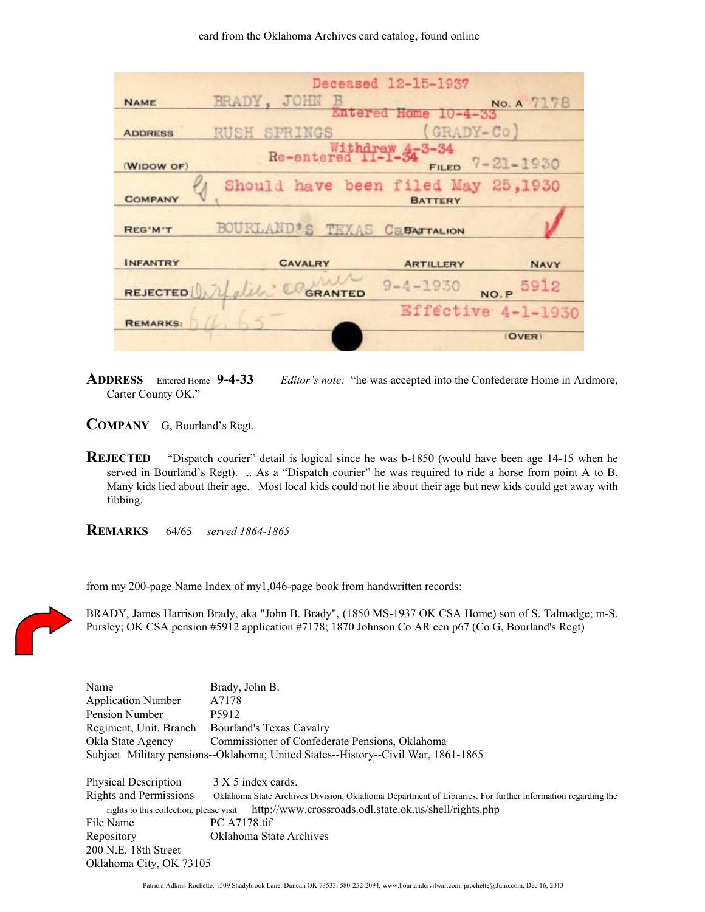card from the Oklahoma Archives card catalog, found online

| | |
|---|---|
| | Deceased 12-15-1937 |
| NAME | BRADY, JOHN B — NO. A 7178 |
| | Entered Home 10-4-33 |
| ADDRESS | RUSH SPRINGS (GRADY-Co) |
| | Withdrew 4-3-34 |
| (WIDOW OF) | Re-entered 11-1-34 — FILED 7-21-1930 |
| COMPANY | G — Should have been filed May 25,1930 — BATTERY |
| REG'M'T | BOURLAND'S TEXAS Ca — BATTALION ✓ |
| INFANTRY | CAVALRY — ARTILLERY — NAVY |
| REJECTED | Dispatch courier — GRANTED 9-4-1930 — NO. P 5912 |
| | Effective 4-1-1930 |
| REMARKS: | 64/65 — (OVER) |

**ADDRESS** Entered Home **9-4-33** *Editor's note:* "he was accepted into the Confederate Home in Ardmore, Carter County OK."

**COMPANY** G, Bourland's Regt.

**REJECTED** "Dispatch courier" detail is logical since he was b-1850 (would have been age 14-15 when he served in Bourland's Regt). .. As a "Dispatch courier" he was required to ride a horse from point A to B. Many kids lied about their age. Most local kids could not lie about their age but new kids could get away with fibbing.

**REMARKS** 64/65 *served 1864-1865*

from my 200-page Name Index of my1,046-page book from handwritten records:

BRADY, James Harrison Brady, aka "John B. Brady", (1850 MS-1937 OK CSA Home) son of S. Talmadge; m-S. Pursley; OK CSA pension #5912 application #7178; 1870 Johnson Co AR cen p67 (Co G, Bourland's Regt)

| | |
|---|---|
| Name | Brady, John B. |
| Application Number | A7178 |
| Pension Number | P5912 |
| Regiment, Unit, Branch | Bourland's Texas Cavalry |
| Okla State Agency | Commissioner of Confederate Pensions, Oklahoma |

Subject Military pensions--Oklahoma; United States--History--Civil War, 1861-1865

| | |
|---|---|
| Physical Description | 3 X 5 index cards. |
| Rights and Permissions | Oklahoma State Archives Division, Oklahoma Department of Libraries. For further information regarding the rights to this collection, please visit http://www.crossroads.odl.state.ok.us/shell/rights.php |
| File Name | PC A7178.tif |
| Repository | Oklahoma State Archives |

200 N.E. 18th Street
Oklahoma City, OK 73105

Patricia Adkins-Rochette, 1509 Shadybrook Lane, Duncan OK 73533, 580-252-2094, www.bourlandcivilwar.com, prochette@Juno.com, Dec 16, 2013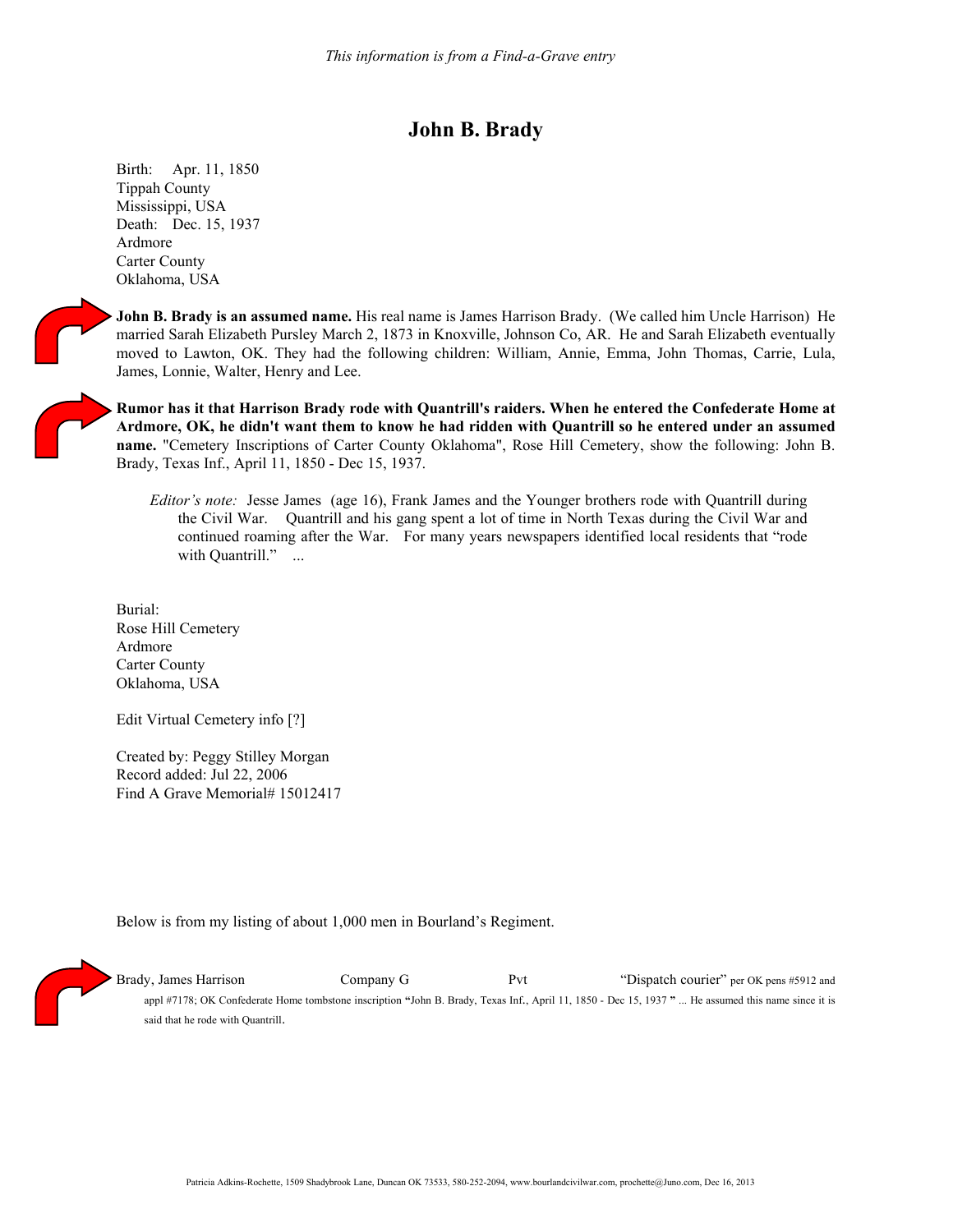*This information is from a Find-a-Grave entry*

# John B. Brady

Birth: Apr. 11, 1850
Tippah County
Mississippi, USA
Death: Dec. 15, 1937
Ardmore
Carter County
Oklahoma, USA

**John B. Brady is an assumed name.** His real name is James Harrison Brady. (We called him Uncle Harrison) He married Sarah Elizabeth Pursley March 2, 1873 in Knoxville, Johnson Co, AR. He and Sarah Elizabeth eventually moved to Lawton, OK. They had the following children: William, Annie, Emma, John Thomas, Carrie, Lula, James, Lonnie, Walter, Henry and Lee.

**Rumor has it that Harrison Brady rode with Quantrill's raiders. When he entered the Confederate Home at Ardmore, OK, he didn't want them to know he had ridden with Quantrill so he entered under an assumed name.** "Cemetery Inscriptions of Carter County Oklahoma", Rose Hill Cemetery, show the following: John B. Brady, Texas Inf., April 11, 1850 - Dec 15, 1937.

> *Editor's note:* Jesse James (age 16), Frank James and the Younger brothers rode with Quantrill during the Civil War. Quantrill and his gang spent a lot of time in North Texas during the Civil War and continued roaming after the War. For many years newspapers identified local residents that "rode with Quantrill." ...

Burial:
Rose Hill Cemetery
Ardmore
Carter County
Oklahoma, USA

Edit Virtual Cemetery info [?]

Created by: Peggy Stilley Morgan
Record added: Jul 22, 2006
Find A Grave Memorial# 15012417

Below is from my listing of about 1,000 men in Bourland's Regiment.

Brady, James Harrison Company G Pvt "Dispatch courier" per OK pens #5912 and appl #7178; OK Confederate Home tombstone inscription **"**John B. Brady, Texas Inf., April 11, 1850 - Dec 15, 1937 **"** ... He assumed this name since it is said that he rode with Quantrill.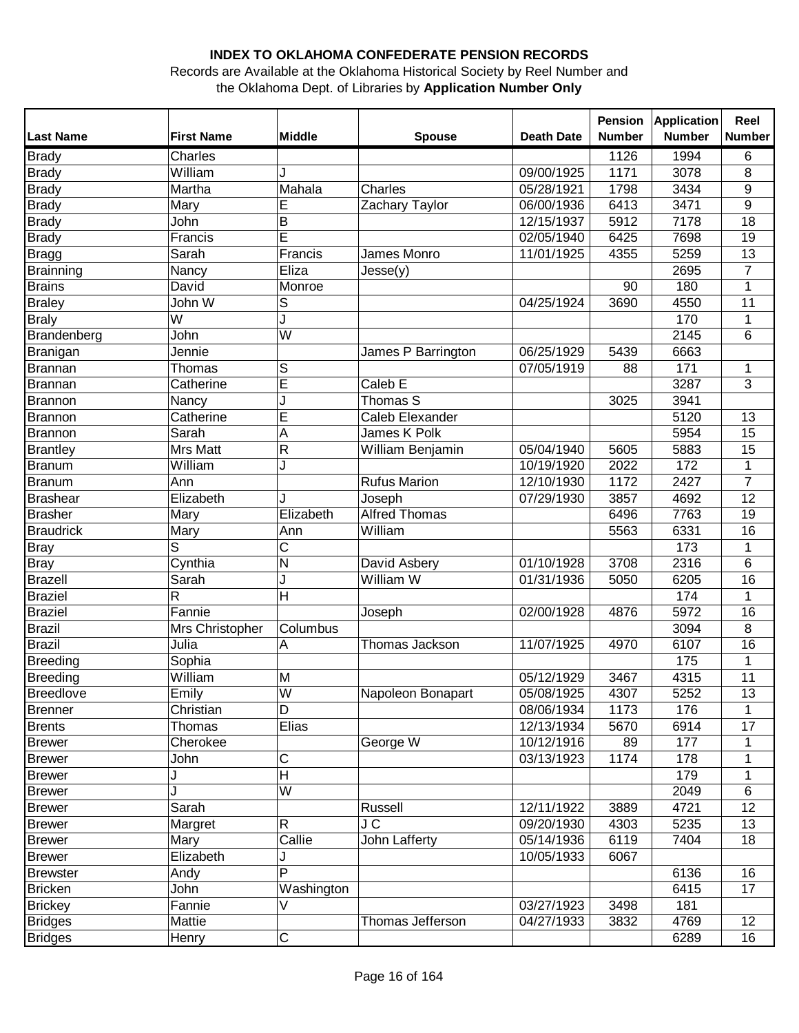# INDEX TO OKLAHOMA CONFEDERATE PENSION RECORDS

Records are Available at the Oklahoma Historical Society by Reel Number and the Oklahoma Dept. of Libraries by **Application Number Only**

| Last Name | First Name | Middle | Spouse | Death Date | Pension Number | Application Number | Reel Number |
|---|---|---|---|---|---|---|---|
| Brady | Charles | | | | 1126 | 1994 | 6 |
| Brady | William | J | | 09/00/1925 | 1171 | 3078 | 8 |
| Brady | Martha | Mahala | Charles | 05/28/1921 | 1798 | 3434 | 9 |
| Brady | Mary | E | Zachary Taylor | 06/00/1936 | 6413 | 3471 | 9 |
| Brady | John | B | | 12/15/1937 | 5912 | 7178 | 18 |
| Brady | Francis | E | | 02/05/1940 | 6425 | 7698 | 19 |
| Bragg | Sarah | Francis | James Monro | 11/01/1925 | 4355 | 5259 | 13 |
| Brainning | Nancy | Eliza | Jesse(y) | | | 2695 | 7 |
| Brains | David | Monroe | | | 90 | 180 | 1 |
| Braley | John W | S | | 04/25/1924 | 3690 | 4550 | 11 |
| Braly | W | J | | | | 170 | 1 |
| Brandenberg | John | W | | | | 2145 | 6 |
| Branigan | Jennie | | James P Barrington | 06/25/1929 | 5439 | 6663 | |
| Brannan | Thomas | S | | 07/05/1919 | 88 | 171 | 1 |
| Brannan | Catherine | E | Caleb E | | | 3287 | 3 |
| Brannon | Nancy | J | Thomas S | | 3025 | 3941 | |
| Brannon | Catherine | E | Caleb Elexander | | | 5120 | 13 |
| Brannon | Sarah | A | James K Polk | | | 5954 | 15 |
| Brantley | Mrs Matt | R | William Benjamin | 05/04/1940 | 5605 | 5883 | 15 |
| Branum | William | J | | 10/19/1920 | 2022 | 172 | 1 |
| Branum | Ann | | Rufus Marion | 12/10/1930 | 1172 | 2427 | 7 |
| Brashear | Elizabeth | J | Joseph | 07/29/1930 | 3857 | 4692 | 12 |
| Brasher | Mary | Elizabeth | Alfred Thomas | | 6496 | 7763 | 19 |
| Braudrick | Mary | Ann | William | | 5563 | 6331 | 16 |
| Bray | S | C | | | | 173 | 1 |
| Bray | Cynthia | N | David Asbery | 01/10/1928 | 3708 | 2316 | 6 |
| Brazell | Sarah | J | William W | 01/31/1936 | 5050 | 6205 | 16 |
| Braziel | R | H | | | | 174 | 1 |
| Braziel | Fannie | | Joseph | 02/00/1928 | 4876 | 5972 | 16 |
| Brazil | Mrs Christopher | Columbus | | | | 3094 | 8 |
| Brazil | Julia | A | Thomas Jackson | 11/07/1925 | 4970 | 6107 | 16 |
| Breeding | Sophia | | | | | 175 | 1 |
| Breeding | William | M | | 05/12/1929 | 3467 | 4315 | 11 |
| Breedlove | Emily | W | Napoleon Bonapart | 05/08/1925 | 4307 | 5252 | 13 |
| Brenner | Christian | D | | 08/06/1934 | 1173 | 176 | 1 |
| Brents | Thomas | Elias | | 12/13/1934 | 5670 | 6914 | 17 |
| Brewer | Cherokee | | George W | 10/12/1916 | 89 | 177 | 1 |
| Brewer | John | C | | 03/13/1923 | 1174 | 178 | 1 |
| Brewer | J | H | | | | 179 | 1 |
| Brewer | J | W | | | | 2049 | 6 |
| Brewer | Sarah | | Russell | 12/11/1922 | 3889 | 4721 | 12 |
| Brewer | Margret | R | J C | 09/20/1930 | 4303 | 5235 | 13 |
| Brewer | Mary | Callie | John Lafferty | 05/14/1936 | 6119 | 7404 | 18 |
| Brewer | Elizabeth | J | | 10/05/1933 | 6067 | | |
| Brewster | Andy | P | | | | 6136 | 16 |
| Bricken | John | Washington | | | | 6415 | 17 |
| Brickey | Fannie | V | | 03/27/1923 | 3498 | 181 | |
| Bridges | Mattie | | Thomas Jefferson | 04/27/1933 | 3832 | 4769 | 12 |
| Bridges | Henry | C | | | | 6289 | 16 |